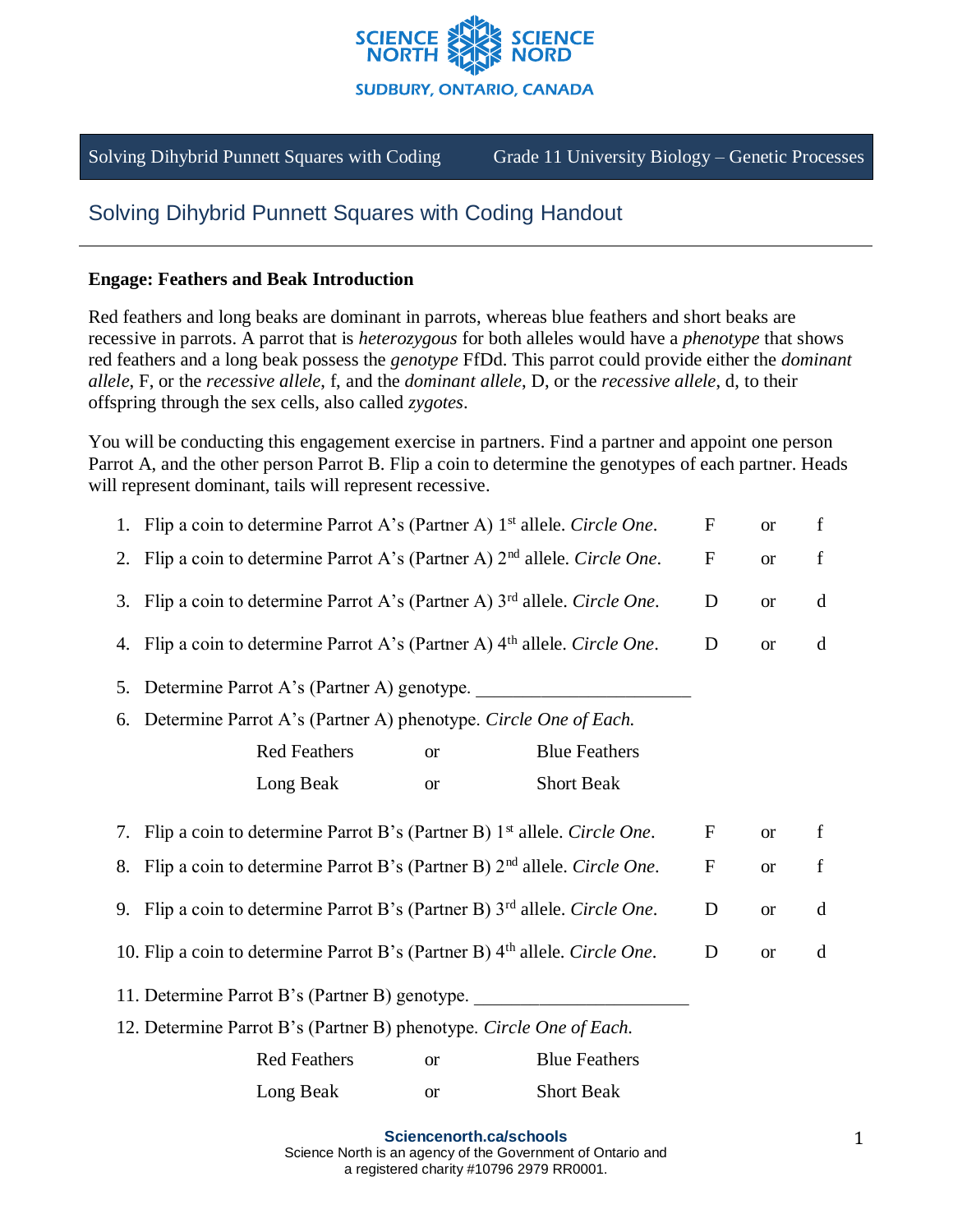Solving Dihybrid Punnett Squares with Coding | Grade 11 University Biology – Genetic Processes

# Solving Dihybrid Punnett Squares with Coding Handout

**Engage: Feathers and Beak Introduction**

Red feathers and long beaks are dominant in parrots, whereas blue feathers and short beaks are recessive in parrots. A parrot that is *heterozygous* for both alleles would have a *phenotype* that shows red feathers and a long beak possess the *genotype* FfDd. This parrot could provide either the *dominant allele*, F, or the *recessive allele*, f, and the *dominant allele*, D, or the *recessive allele*, d, to their offspring through the sex cells, also called *zygotes*.

You will be conducting this engagement exercise in partners. Find a partner and appoint one person Parrot A, and the other person Parrot B. Flip a coin to determine the genotypes of each partner. Heads will represent dominant, tails will represent recessive.

1. Flip a coin to determine Parrot A's (Partner A) 1st allele. *Circle One*. F or f
2. Flip a coin to determine Parrot A's (Partner A) 2nd allele. *Circle One*. F or f
3. Flip a coin to determine Parrot A's (Partner A) 3rd allele. *Circle One*. D or d
4. Flip a coin to determine Parrot A's (Partner A) 4th allele. *Circle One*. D or d
5. Determine Parrot A's (Partner A) genotype. _______________________
6. Determine Parrot A's (Partner A) phenotype. *Circle One of Each.*

   Red Feathers or Blue Feathers

   Long Beak or Short Beak

7. Flip a coin to determine Parrot B's (Partner B) 1st allele. *Circle One*. F or f
8. Flip a coin to determine Parrot B's (Partner B) 2nd allele. *Circle One*. F or f
9. Flip a coin to determine Parrot B's (Partner B) 3rd allele. *Circle One*. D or d
10. Flip a coin to determine Parrot B's (Partner B) 4th allele. *Circle One*. D or d
11. Determine Parrot B's (Partner B) genotype. _______________________
12. Determine Parrot B's (Partner B) phenotype. *Circle One of Each.*

    Red Feathers or Blue Feathers

    Long Beak or Short Beak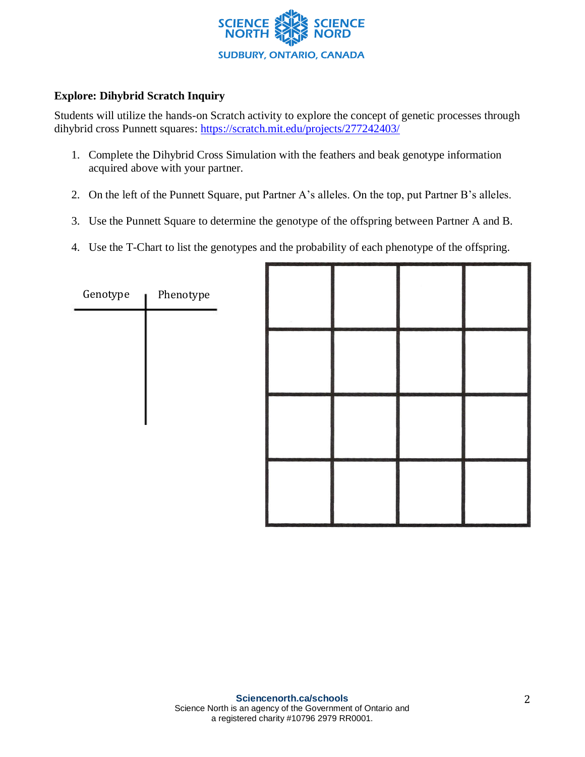### Explore: Dihybrid Scratch Inquiry

Students will utilize the hands-on Scratch activity to explore the concept of genetic processes through dihybrid cross Punnett squares: https://scratch.mit.edu/projects/277242403/

1. Complete the Dihybrid Cross Simulation with the feathers and beak genotype information acquired above with your partner.
2. On the left of the Punnett Square, put Partner A's alleles. On the top, put Partner B's alleles.
3. Use the Punnett Square to determine the genotype of the offspring between Partner A and B.
4. Use the T-Chart to list the genotypes and the probability of each phenotype of the offspring.

| Genotype | Phenotype |
|---|---|
| | |

| | | | |
|---|---|---|---|
| | | | |
| | | | |
| | | | |
| | | | |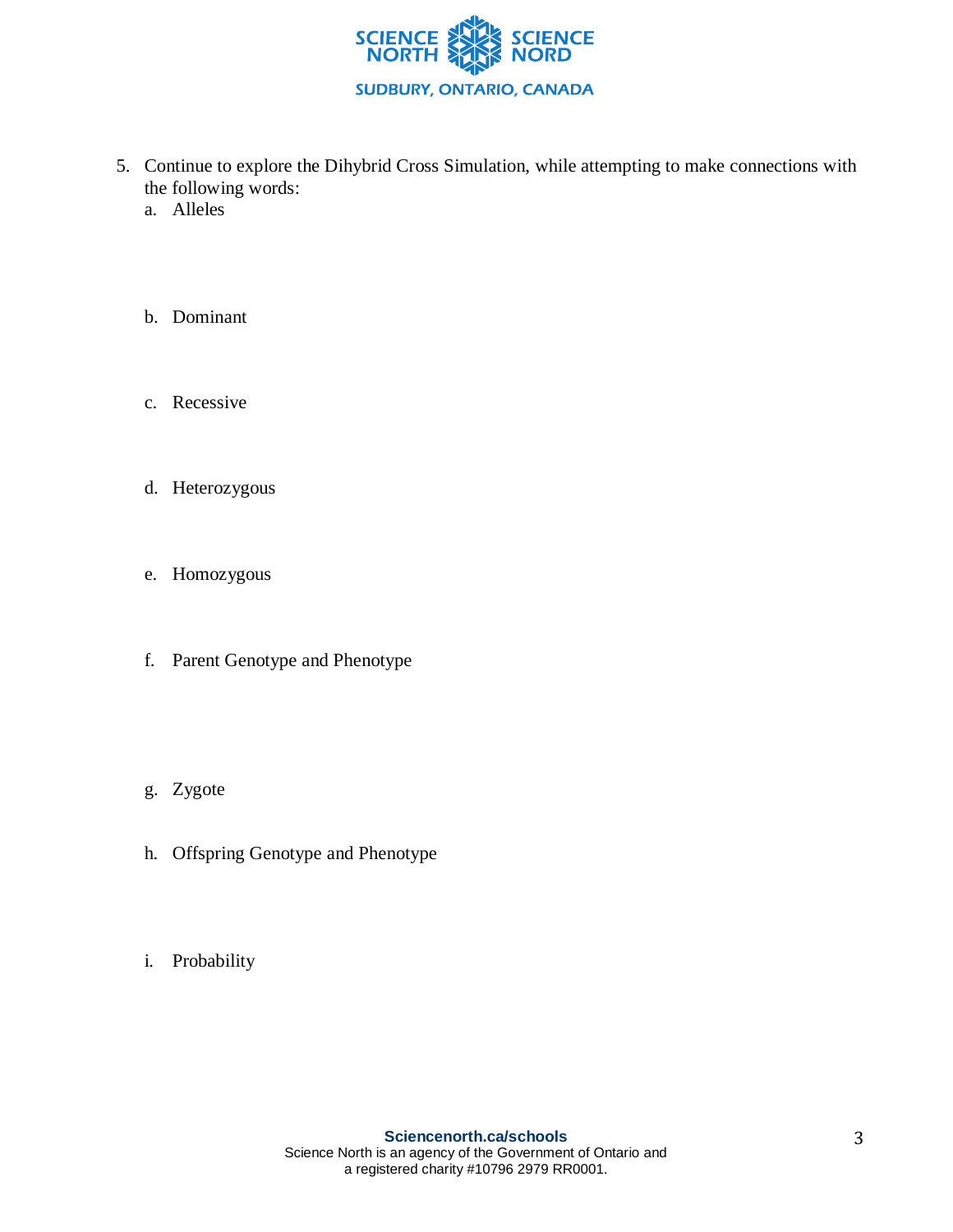5. Continue to explore the Dihybrid Cross Simulation, while attempting to make connections with the following words:
   a. Alleles

   b. Dominant

   c. Recessive

   d. Heterozygous

   e. Homozygous

   f. Parent Genotype and Phenotype

   g. Zygote

   h. Offspring Genotype and Phenotype

   i. Probability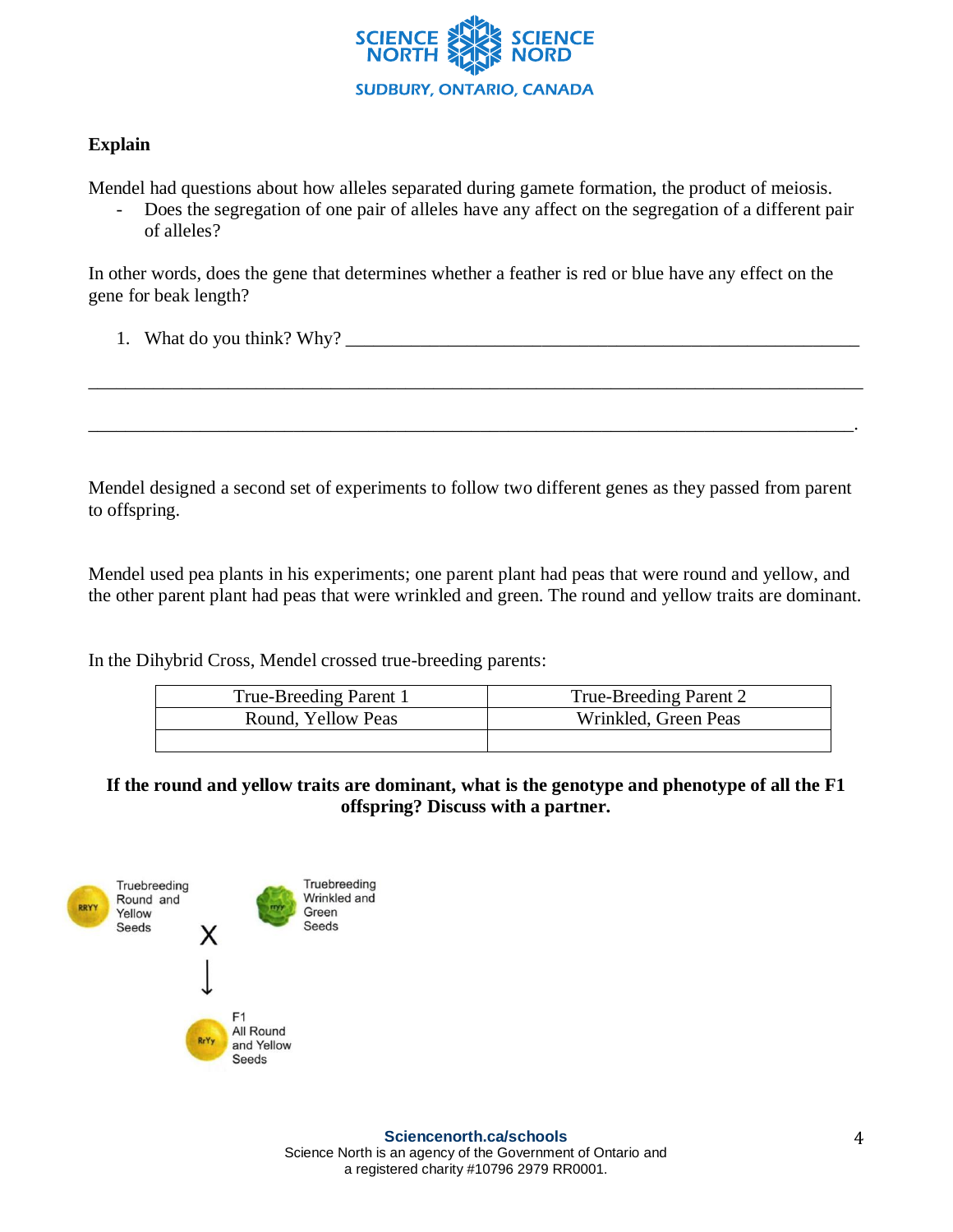## Explain

Mendel had questions about how alleles separated during gamete formation, the product of meiosis.

- Does the segregation of one pair of alleles have any affect on the segregation of a different pair of alleles?

In other words, does the gene that determines whether a feather is red or blue have any effect on the gene for beak length?

1. What do you think? Why? ___________________________________________________________

_________________________________________________________________________________

_________________________________________________________________________________.

Mendel designed a second set of experiments to follow two different genes as they passed from parent to offspring.

Mendel used pea plants in his experiments; one parent plant had peas that were round and yellow, and the other parent plant had peas that were wrinkled and green. The round and yellow traits are dominant.

In the Dihybrid Cross, Mendel crossed true-breeding parents:

| True-Breeding Parent 1 | True-Breeding Parent 2 |
| --- | --- |
| Round, Yellow Peas | Wrinkled, Green Peas |
| | |

**If the round and yellow traits are dominant, what is the genotype and phenotype of all the F1 offspring? Discuss with a partner.**

RRYY Truebreeding Round and Yellow Seeds X rryy Truebreeding Wrinkled and Green Seeds

↓

RrYy F1 All Round and Yellow Seeds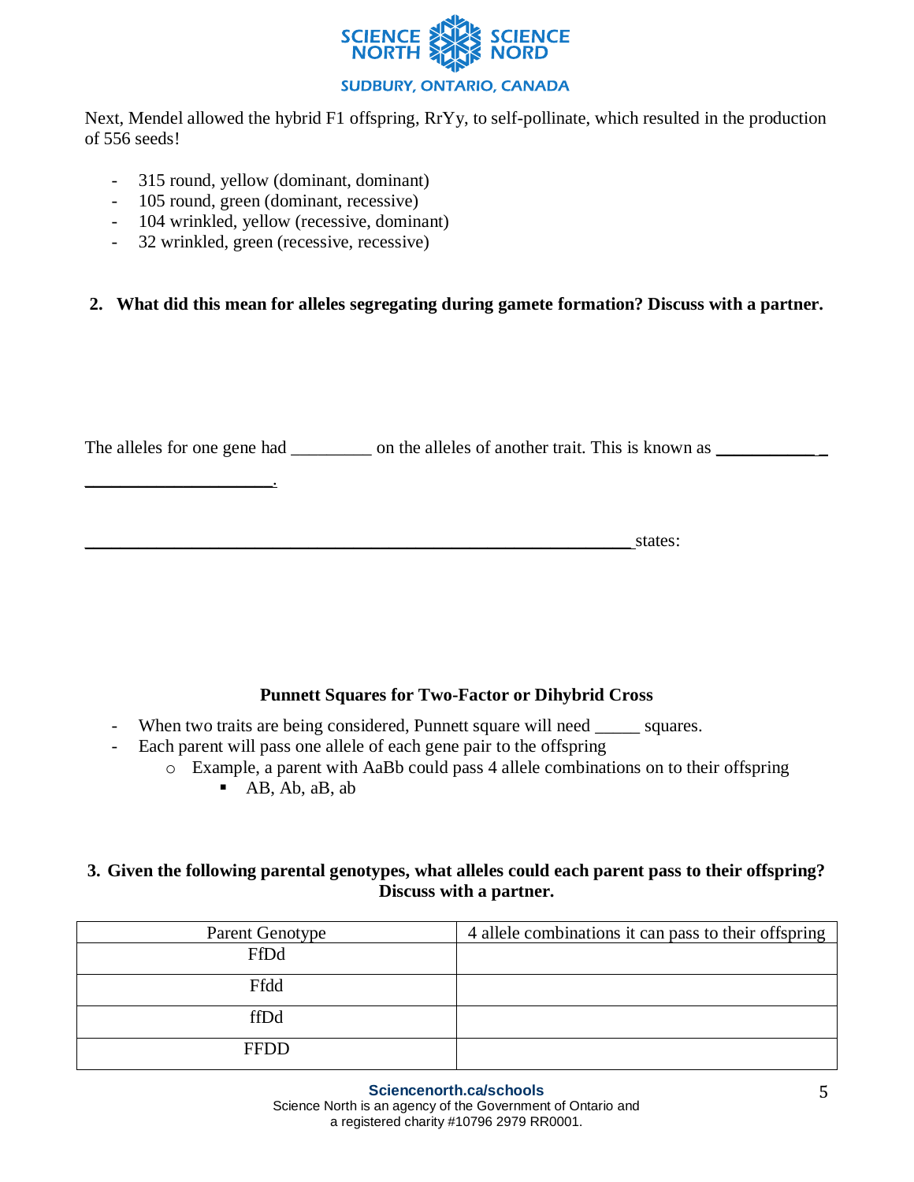Next, Mendel allowed the hybrid F1 offspring, RrYy, to self-pollinate, which resulted in the production of 556 seeds!

- 315 round, yellow (dominant, dominant)
- 105 round, green (dominant, recessive)
- 104 wrinkled, yellow (recessive, dominant)
- 32 wrinkled, green (recessive, recessive)

**2. What did this mean for alleles segregating during gamete formation? Discuss with a partner.**

The alleles for one gene had _________ on the alleles of another trait. This is known as ____________ _____________________.

_______________________________________________________________ states:

### Punnett Squares for Two-Factor or Dihybrid Cross

- When two traits are being considered, Punnett square will need _____ squares.
- Each parent will pass one allele of each gene pair to the offspring
  - Example, a parent with AaBb could pass 4 allele combinations on to their offspring
    - AB, Ab, aB, ab

**3. Given the following parental genotypes, what alleles could each parent pass to their offspring? Discuss with a partner.**

| Parent Genotype | 4 allele combinations it can pass to their offspring |
|---|---|
| FfDd | |
| Ffdd | |
| ffDd | |
| FFDD | |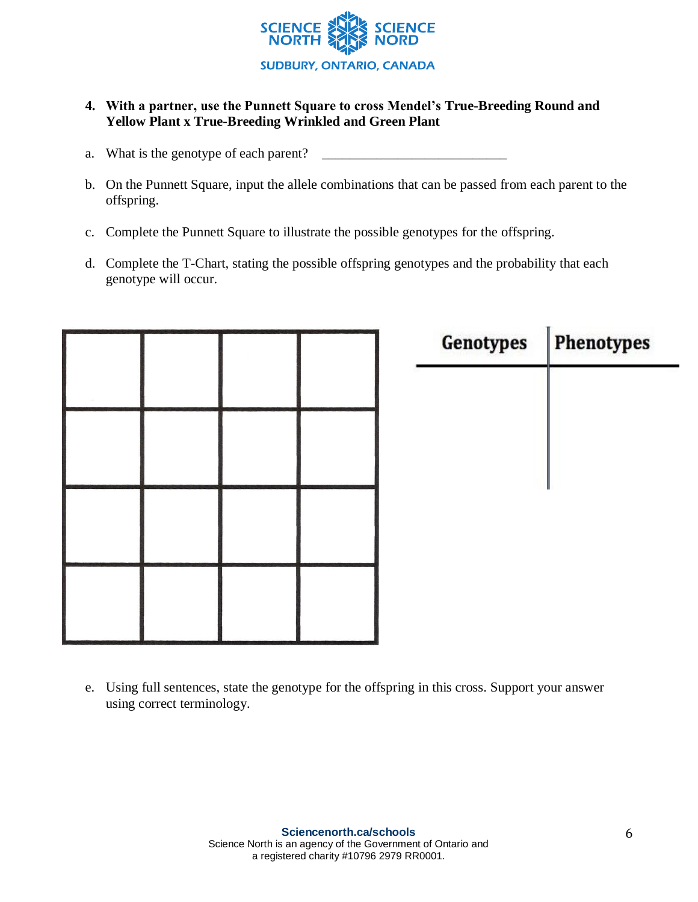**4. With a partner, use the Punnett Square to cross Mendel's True-Breeding Round and Yellow Plant x True-Breeding Wrinkled and Green Plant**

a. What is the genotype of each parent? ___________________________

b. On the Punnett Square, input the allele combinations that can be passed from each parent to the offspring.

c. Complete the Punnett Square to illustrate the possible genotypes for the offspring.

d. Complete the T-Chart, stating the possible offspring genotypes and the probability that each genotype will occur.

| | | | |
|---|---|---|---|
| | | | |
| | | | |
| | | | |
| | | | |

| Genotypes | Phenotypes |
|---|---|
| | |

e. Using full sentences, state the genotype for the offspring in this cross. Support your answer using correct terminology.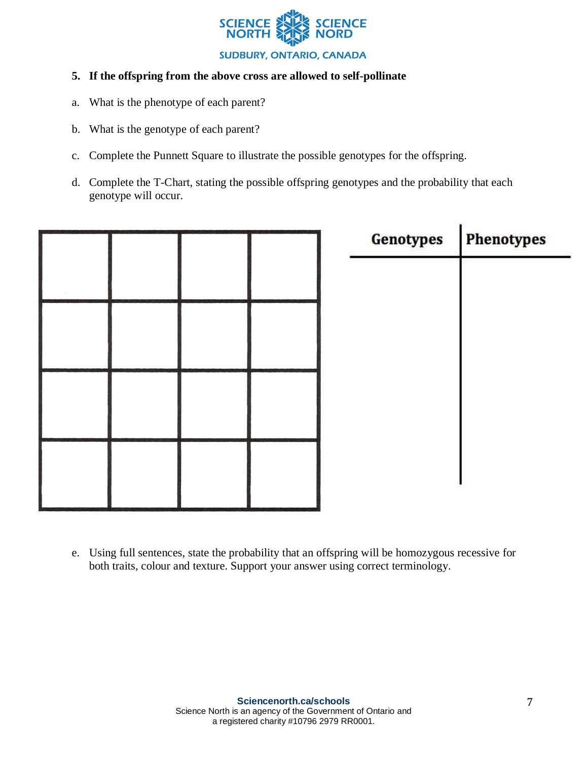**5. If the offspring from the above cross are allowed to self-pollinate**

a. What is the phenotype of each parent?

b. What is the genotype of each parent?

c. Complete the Punnett Square to illustrate the possible genotypes for the offspring.

d. Complete the T-Chart, stating the possible offspring genotypes and the probability that each genotype will occur.

| | | | |
|---|---|---|---|
| | | | |
| | | | |
| | | | |
| | | | |

| Genotypes | Phenotypes |
|---|---|
| | |

e. Using full sentences, state the probability that an offspring will be homozygous recessive for both traits, colour and texture. Support your answer using correct terminology.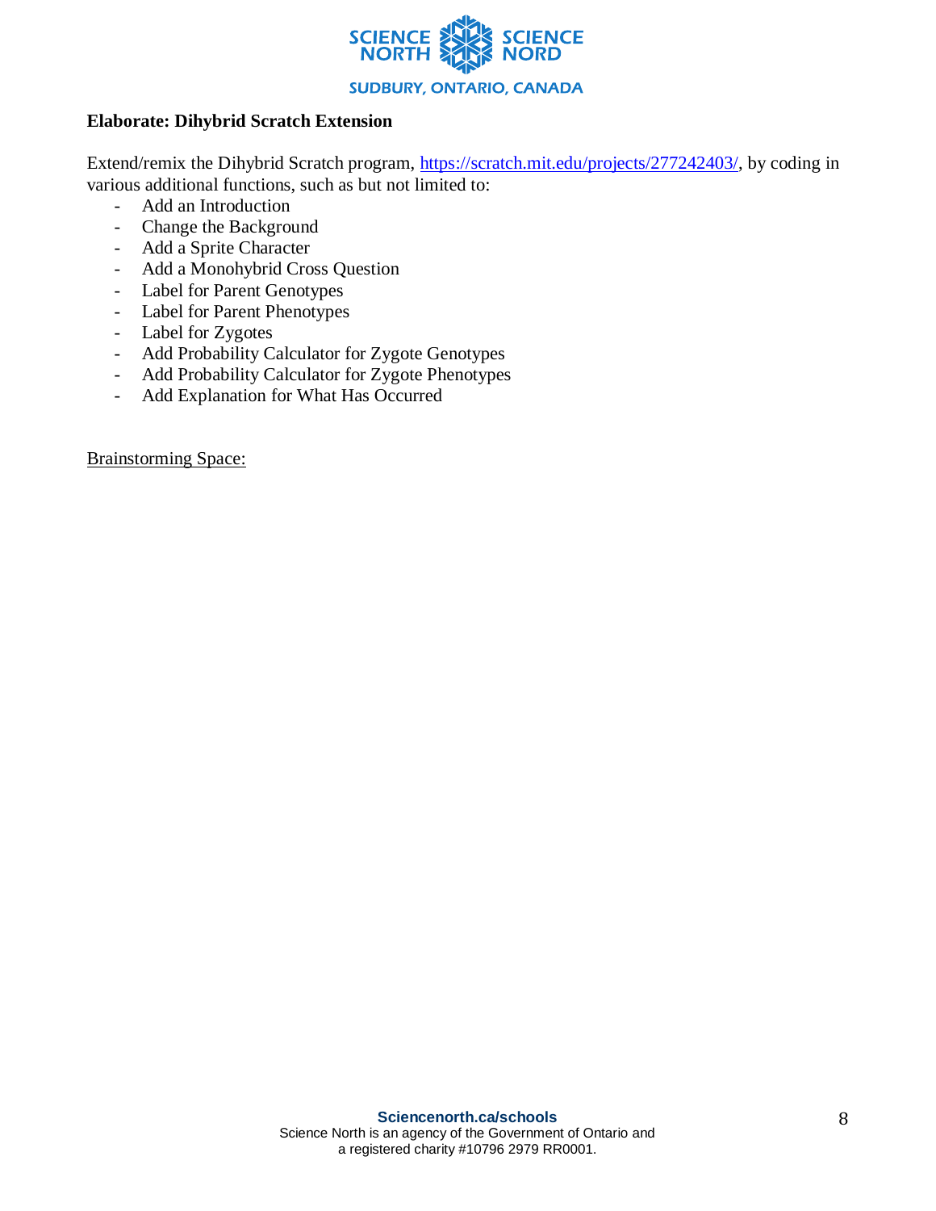**Elaborate: Dihybrid Scratch Extension**

Extend/remix the Dihybrid Scratch program, https://scratch.mit.edu/projects/277242403/, by coding in various additional functions, such as but not limited to:

- Add an Introduction
- Change the Background
- Add a Sprite Character
- Add a Monohybrid Cross Question
- Label for Parent Genotypes
- Label for Parent Phenotypes
- Label for Zygotes
- Add Probability Calculator for Zygote Genotypes
- Add Probability Calculator for Zygote Phenotypes
- Add Explanation for What Has Occurred

Brainstorming Space: